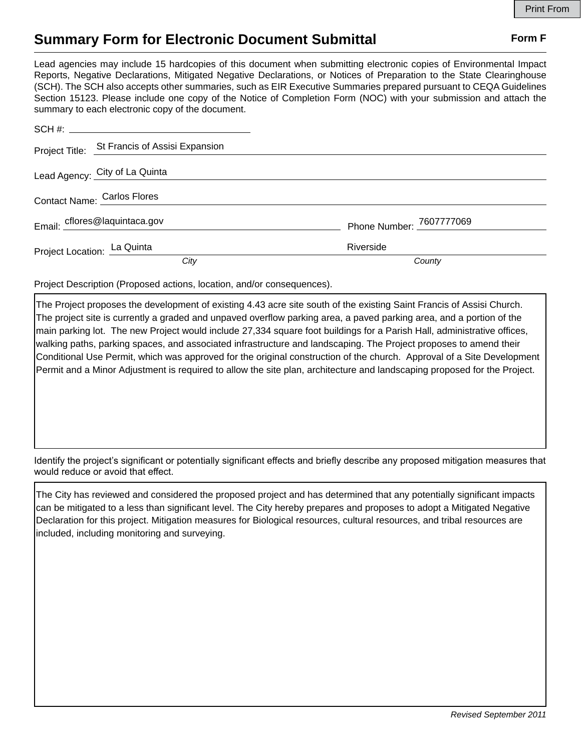# Summary Form for Electronic Document Submittal

**Form F**

Lead agencies may include 15 hardcopies of this document when submitting electronic copies of Environmental Impact Reports, Negative Declarations, Mitigated Negative Declarations, or Notices of Preparation to the State Clearinghouse (SCH). The SCH also accepts other summaries, such as EIR Executive Summaries prepared pursuant to CEQA Guidelines Section 15123. Please include one copy of the Notice of Completion Form (NOC) with your submission and attach the summary to each electronic copy of the document.

SCH #: ______________________

Project Title: St Francis of Assisi Expansion

Lead Agency: City of La Quinta

Contact Name: Carlos Flores

Email: cflores@laquintaca.gov

Phone Number: 7607777069

Project Location: La Quinta (*City*), Riverside (*County*)

Project Description (Proposed actions, location, and/or consequences).

The Project proposes the development of existing 4.43 acre site south of the existing Saint Francis of Assisi Church. The project site is currently a graded and unpaved overflow parking area, a paved parking area, and a portion of the main parking lot. The new Project would include 27,334 square foot buildings for a Parish Hall, administrative offices, walking paths, parking spaces, and associated infrastructure and landscaping. The Project proposes to amend their Conditional Use Permit, which was approved for the original construction of the church. Approval of a Site Development Permit and a Minor Adjustment is required to allow the site plan, architecture and landscaping proposed for the Project.

Identify the project's significant or potentially significant effects and briefly describe any proposed mitigation measures that would reduce or avoid that effect.

The City has reviewed and considered the proposed project and has determined that any potentially significant impacts can be mitigated to a less than significant level. The City hereby prepares and proposes to adopt a Mitigated Negative Declaration for this project. Mitigation measures for Biological resources, cultural resources, and tribal resources are included, including monitoring and surveying.

*Revised September 2011*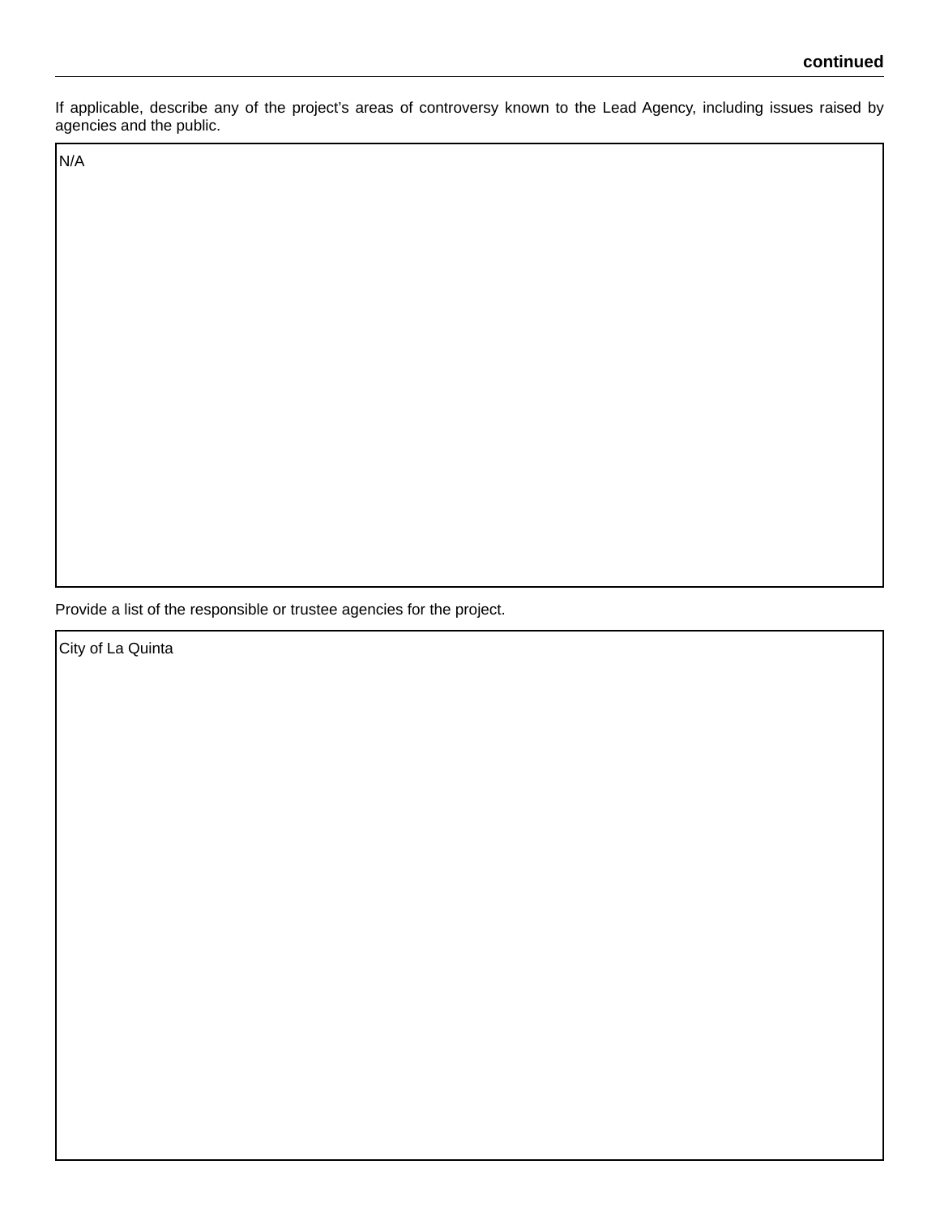**continued**

If applicable, describe any of the project's areas of controversy known to the Lead Agency, including issues raised by agencies and the public.

N/A

Provide a list of the responsible or trustee agencies for the project.

City of La Quinta